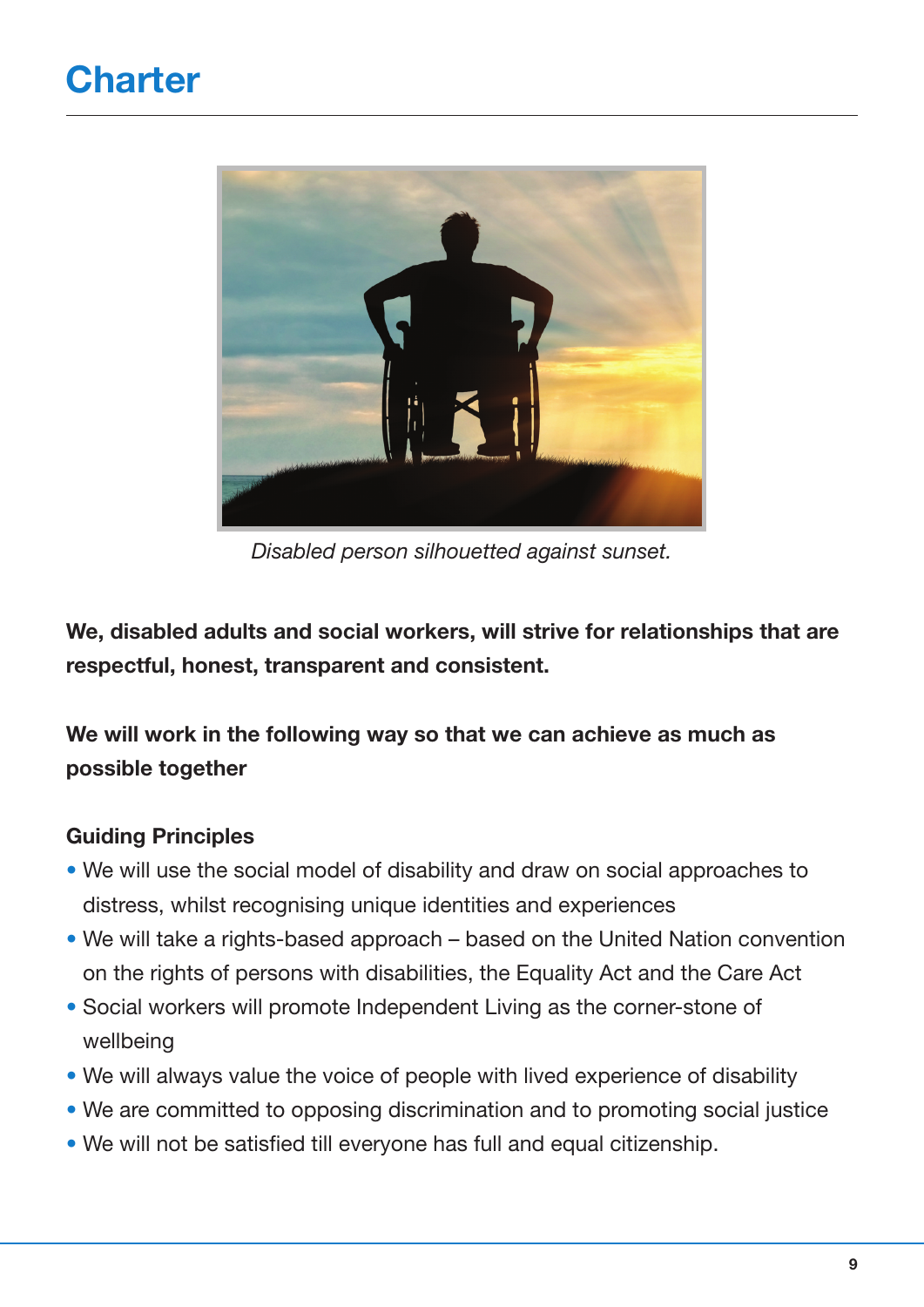# Charter

*Disabled person silhouetted against sunset.*

**We, disabled adults and social workers, will strive for relationships that are respectful, honest, transparent and consistent.**

**We will work in the following way so that we can achieve as much as possible together**

**Guiding Principles**

- We will use the social model of disability and draw on social approaches to distress, whilst recognising unique identities and experiences
- We will take a rights-based approach – based on the United Nation convention on the rights of persons with disabilities, the Equality Act and the Care Act
- Social workers will promote Independent Living as the corner-stone of wellbeing
- We will always value the voice of people with lived experience of disability
- We are committed to opposing discrimination and to promoting social justice
- We will not be satisfied till everyone has full and equal citizenship.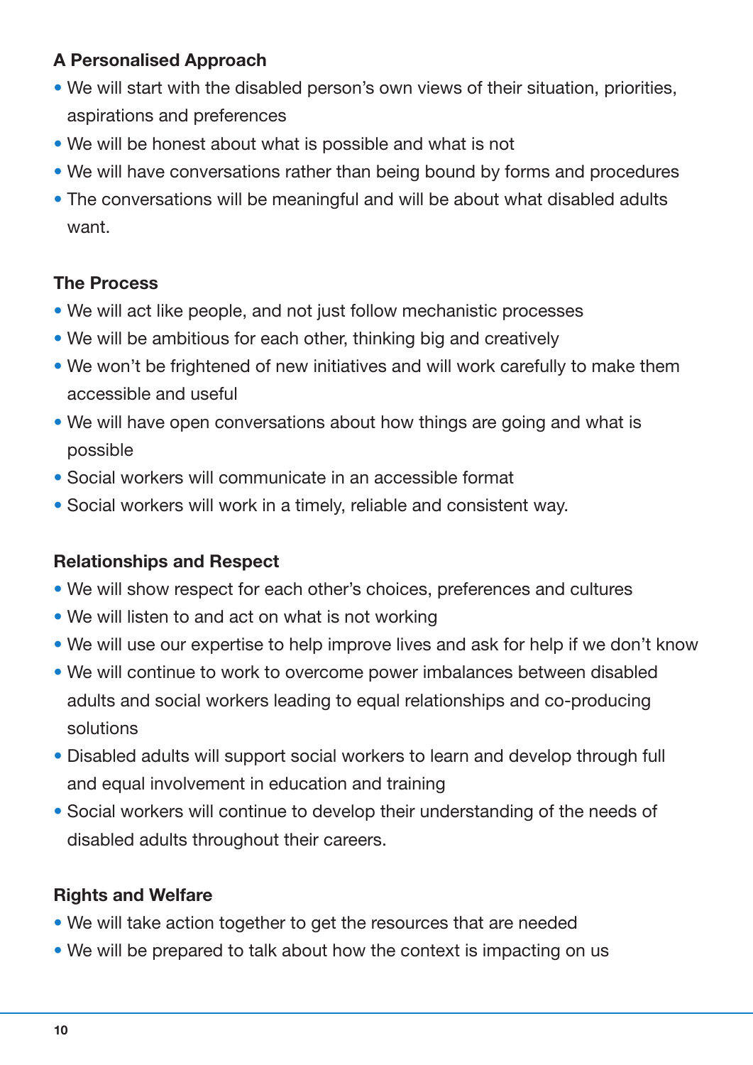### A Personalised Approach

- We will start with the disabled person's own views of their situation, priorities, aspirations and preferences
- We will be honest about what is possible and what is not
- We will have conversations rather than being bound by forms and procedures
- The conversations will be meaningful and will be about what disabled adults want.

### The Process

- We will act like people, and not just follow mechanistic processes
- We will be ambitious for each other, thinking big and creatively
- We won't be frightened of new initiatives and will work carefully to make them accessible and useful
- We will have open conversations about how things are going and what is possible
- Social workers will communicate in an accessible format
- Social workers will work in a timely, reliable and consistent way.

### Relationships and Respect

- We will show respect for each other's choices, preferences and cultures
- We will listen to and act on what is not working
- We will use our expertise to help improve lives and ask for help if we don't know
- We will continue to work to overcome power imbalances between disabled adults and social workers leading to equal relationships and co-producing solutions
- Disabled adults will support social workers to learn and develop through full and equal involvement in education and training
- Social workers will continue to develop their understanding of the needs of disabled adults throughout their careers.

### Rights and Welfare

- We will take action together to get the resources that are needed
- We will be prepared to talk about how the context is impacting on us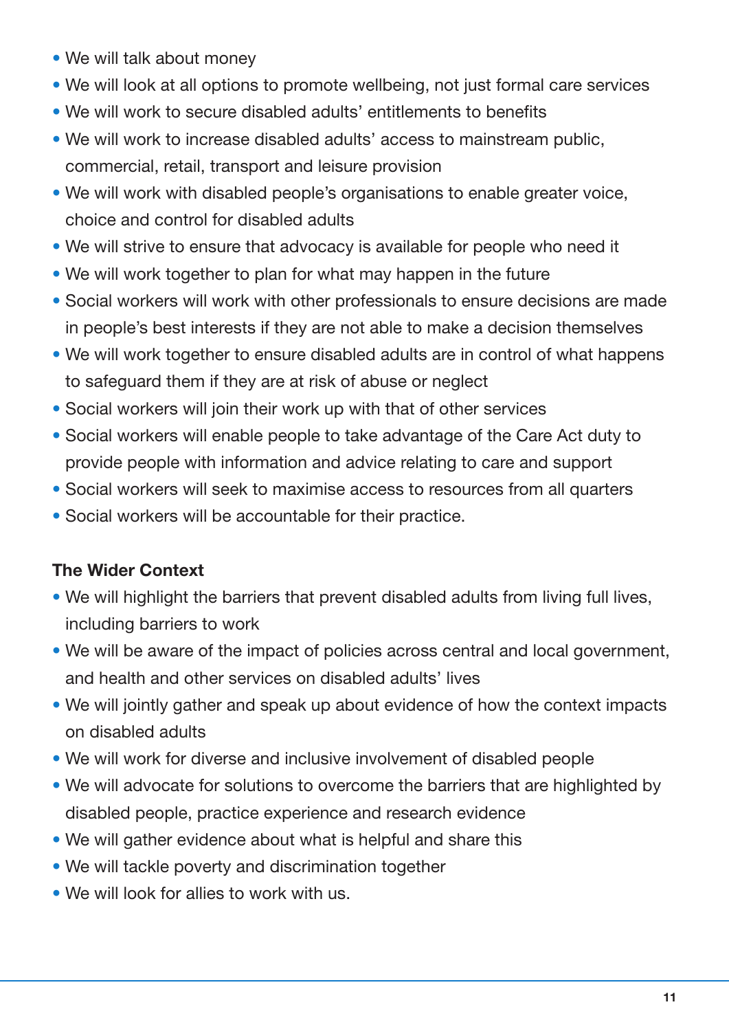- We will talk about money
- We will look at all options to promote wellbeing, not just formal care services
- We will work to secure disabled adults' entitlements to benefits
- We will work to increase disabled adults' access to mainstream public, commercial, retail, transport and leisure provision
- We will work with disabled people's organisations to enable greater voice, choice and control for disabled adults
- We will strive to ensure that advocacy is available for people who need it
- We will work together to plan for what may happen in the future
- Social workers will work with other professionals to ensure decisions are made in people's best interests if they are not able to make a decision themselves
- We will work together to ensure disabled adults are in control of what happens to safeguard them if they are at risk of abuse or neglect
- Social workers will join their work up with that of other services
- Social workers will enable people to take advantage of the Care Act duty to provide people with information and advice relating to care and support
- Social workers will seek to maximise access to resources from all quarters
- Social workers will be accountable for their practice.

**The Wider Context**

- We will highlight the barriers that prevent disabled adults from living full lives, including barriers to work
- We will be aware of the impact of policies across central and local government, and health and other services on disabled adults' lives
- We will jointly gather and speak up about evidence of how the context impacts on disabled adults
- We will work for diverse and inclusive involvement of disabled people
- We will advocate for solutions to overcome the barriers that are highlighted by disabled people, practice experience and research evidence
- We will gather evidence about what is helpful and share this
- We will tackle poverty and discrimination together
- We will look for allies to work with us.